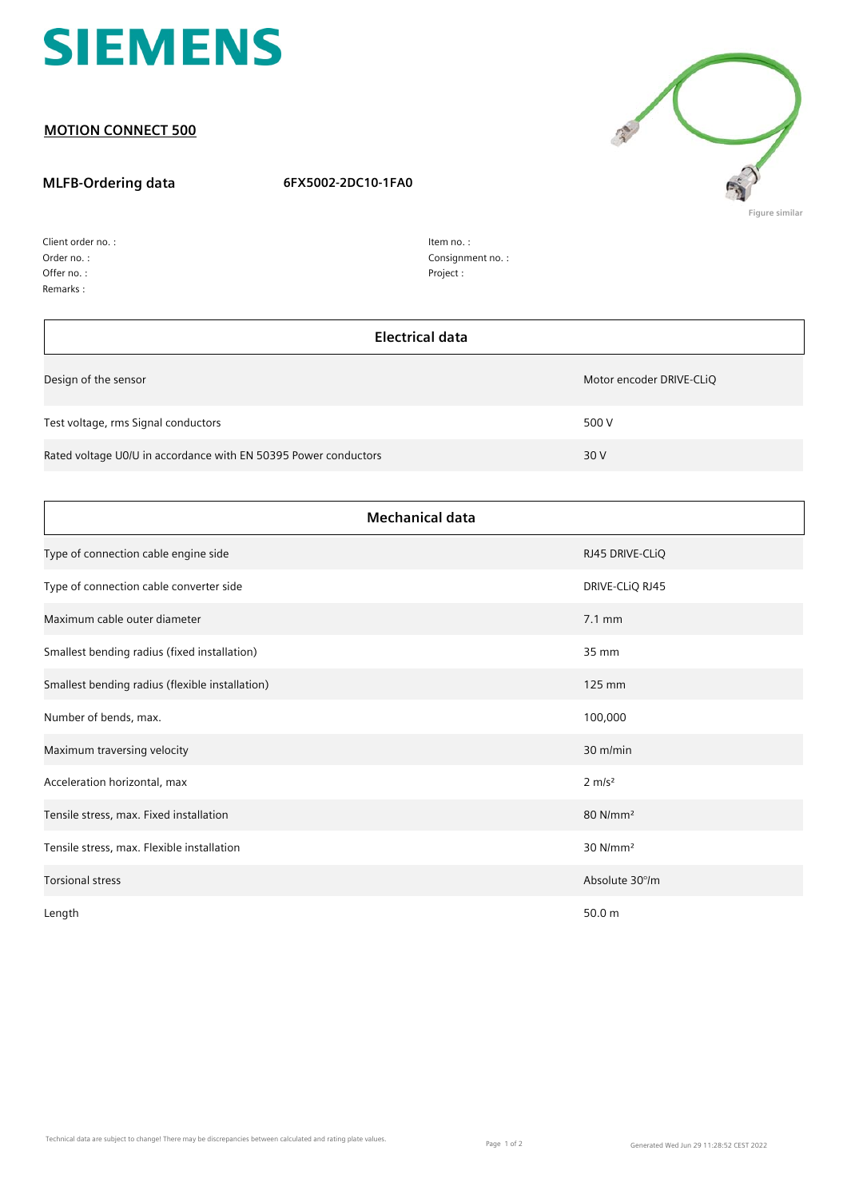SIEMENS

## MOTION CONNECT 500

**MLFB-Ordering data** **6FX5002-2DC10-1FA0**

Figure similar

Client order no. :
Order no. :
Offer no. :
Remarks :

Item no. :
Consignment no. :
Project :

| Electrical data | |
|---|---|
| Design of the sensor | Motor encoder DRIVE-CLiQ |
| Test voltage, rms Signal conductors | 500 V |
| Rated voltage U0/U in accordance with EN 50395 Power conductors | 30 V |

| Mechanical data | |
|---|---|
| Type of connection cable engine side | RJ45 DRIVE-CLiQ |
| Type of connection cable converter side | DRIVE-CLiQ RJ45 |
| Maximum cable outer diameter | 7.1 mm |
| Smallest bending radius (fixed installation) | 35 mm |
| Smallest bending radius (flexible installation) | 125 mm |
| Number of bends, max. | 100,000 |
| Maximum traversing velocity | 30 m/min |
| Acceleration horizontal, max | 2 m/s² |
| Tensile stress, max. Fixed installation | 80 N/mm² |
| Tensile stress, max. Flexible installation | 30 N/mm² |
| Torsional stress | Absolute 30°/m |
| Length | 50.0 m |

Technical data are subject to change! There may be discrepancies between calculated and rating plate values.

Generated Wed Jun 29 11:28:52 CEST 2022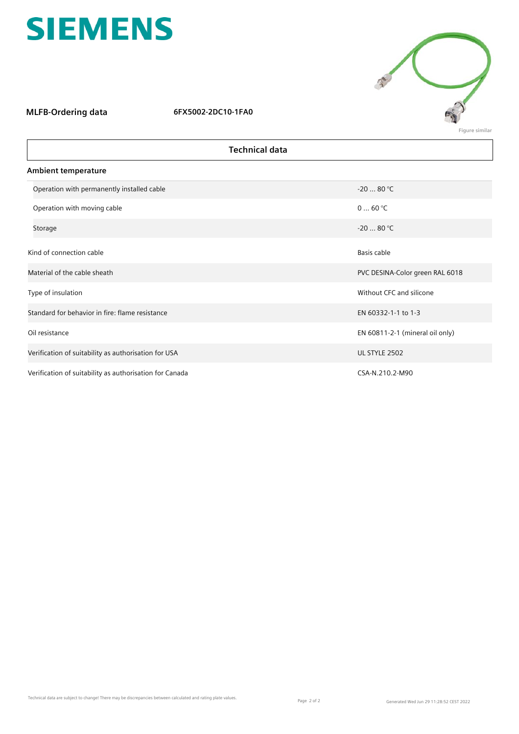# SIEMENS

**MLFB-Ordering data** **6FX5002-2DC10-1FA0**

Figure similar

## Technical data

| | |
|---|---|
| **Ambient temperature** | |
| Operation with permanently installed cable | -20 ... 80 °C |
| Operation with moving cable | 0 ... 60 °C |
| Storage | -20 ... 80 °C |
| Kind of connection cable | Basis cable |
| Material of the cable sheath | PVC DESINA-Color green RAL 6018 |
| Type of insulation | Without CFC and silicone |
| Standard for behavior in fire: flame resistance | EN 60332-1-1 to 1-3 |
| Oil resistance | EN 60811-2-1 (mineral oil only) |
| Verification of suitability as authorisation for USA | UL STYLE 2502 |
| Verification of suitability as authorisation for Canada | CSA-N.210.2-M90 |

Technical data are subject to change! There may be discrepancies between calculated and rating plate values.

Generated Wed Jun 29 11:28:52 CEST 2022